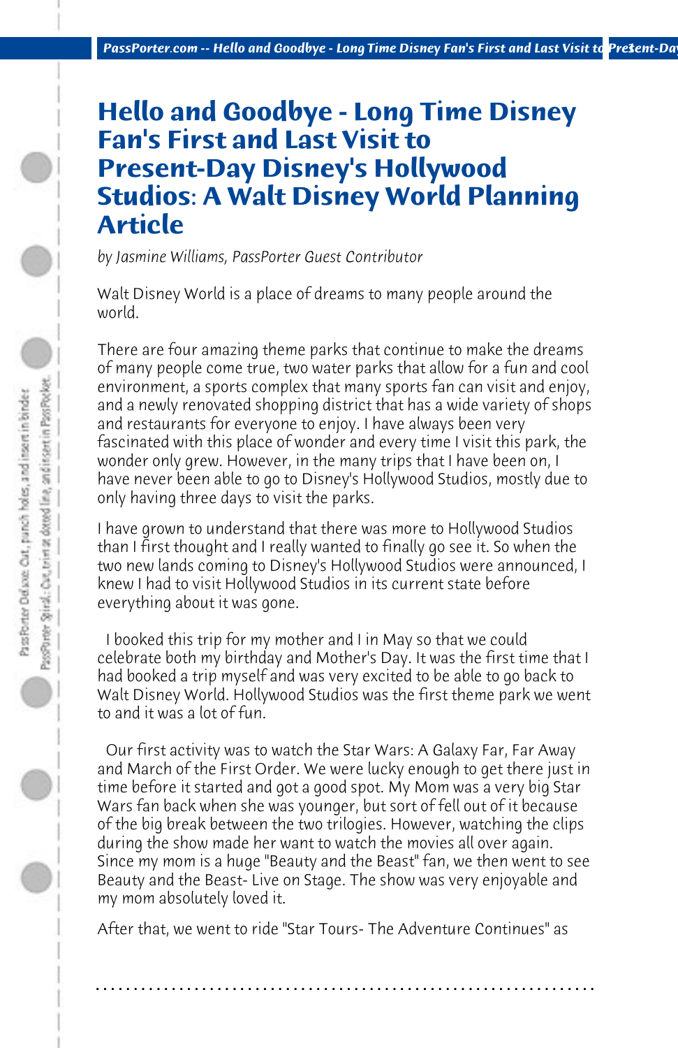# Hello and Goodbye - Long Time Disney Fan's First and Last Visit to Present-Day Disney's Hollywood Studios: A Walt Disney World Planning Article

*by Jasmine Williams, PassPorter Guest Contributor*

Walt Disney World is a place of dreams to many people around the world.

There are four amazing theme parks that continue to make the dreams of many people come true, two water parks that allow for a fun and cool environment, a sports complex that many sports fan can visit and enjoy, and a newly renovated shopping district that has a wide variety of shops and restaurants for everyone to enjoy. I have always been very fascinated with this place of wonder and every time I visit this park, the wonder only grew. However, in the many trips that I have been on, I have never been able to go to Disney's Hollywood Studios, mostly due to only having three days to visit the parks.

I have grown to understand that there was more to Hollywood Studios than I first thought and I really wanted to finally go see it. So when the two new lands coming to Disney's Hollywood Studios were announced, I knew I had to visit Hollywood Studios in its current state before everything about it was gone.

I booked this trip for my mother and I in May so that we could celebrate both my birthday and Mother's Day. It was the first time that I had booked a trip myself and was very excited to be able to go back to Walt Disney World. Hollywood Studios was the first theme park we went to and it was a lot of fun.

Our first activity was to watch the Star Wars: A Galaxy Far, Far Away and March of the First Order. We were lucky enough to get there just in time before it started and got a good spot. My Mom was a very big Star Wars fan back when she was younger, but sort of fell out of it because of the big break between the two trilogies. However, watching the clips during the show made her want to watch the movies all over again. Since my mom is a huge "Beauty and the Beast" fan, we then went to see Beauty and the Beast- Live on Stage. The show was very enjoyable and my mom absolutely loved it.

After that, we went to ride "Star Tours- The Adventure Continues" as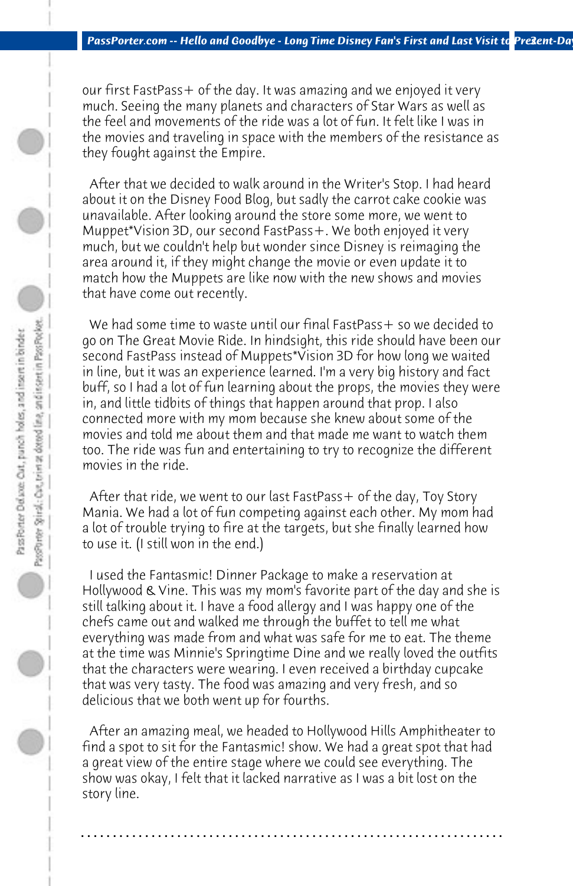our first FastPass+ of the day. It was amazing and we enjoyed it very much. Seeing the many planets and characters of Star Wars as well as the feel and movements of the ride was a lot of fun. It felt like I was in the movies and traveling in space with the members of the resistance as they fought against the Empire.

After that we decided to walk around in the Writer's Stop. I had heard about it on the Disney Food Blog, but sadly the carrot cake cookie was unavailable. After looking around the store some more, we went to Muppet*Vision 3D, our second FastPass+. We both enjoyed it very much, but we couldn't help but wonder since Disney is reimaging the area around it, if they might change the movie or even update it to match how the Muppets are like now with the new shows and movies that have come out recently.

We had some time to waste until our final FastPass+ so we decided to go on The Great Movie Ride. In hindsight, this ride should have been our second FastPass instead of Muppets*Vision 3D for how long we waited in line, but it was an experience learned. I'm a very big history and fact buff, so I had a lot of fun learning about the props, the movies they were in, and little tidbits of things that happen around that prop. I also connected more with my mom because she knew about some of the movies and told me about them and that made me want to watch them too. The ride was fun and entertaining to try to recognize the different movies in the ride.

After that ride, we went to our last FastPass+ of the day, Toy Story Mania. We had a lot of fun competing against each other. My mom had a lot of trouble trying to fire at the targets, but she finally learned how to use it. (I still won in the end.)

I used the Fantasmic! Dinner Package to make a reservation at Hollywood & Vine. This was my mom's favorite part of the day and she is still talking about it. I have a food allergy and I was happy one of the chefs came out and walked me through the buffet to tell me what everything was made from and what was safe for me to eat. The theme at the time was Minnie's Springtime Dine and we really loved the outfits that the characters were wearing. I even received a birthday cupcake that was very tasty. The food was amazing and very fresh, and so delicious that we both went up for fourths.

After an amazing meal, we headed to Hollywood Hills Amphitheater to find a spot to sit for the Fantasmic! show. We had a great spot that had a great view of the entire stage where we could see everything. The show was okay, I felt that it lacked narrative as I was a bit lost on the story line.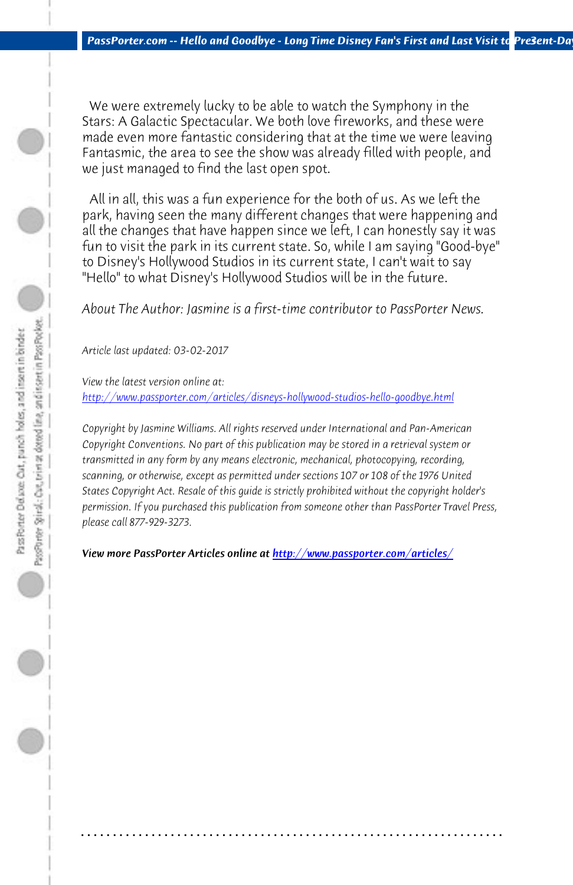We were extremely lucky to be able to watch the Symphony in the Stars: A Galactic Spectacular. We both love fireworks, and these were made even more fantastic considering that at the time we were leaving Fantasmic, the area to see the show was already filled with people, and we just managed to find the last open spot.

All in all, this was a fun experience for the both of us. As we left the park, having seen the many different changes that were happening and all the changes that have happen since we left, I can honestly say it was fun to visit the park in its current state. So, while I am saying "Good-bye" to Disney's Hollywood Studios in its current state, I can't wait to say "Hello" to what Disney's Hollywood Studios will be in the future.

*About The Author: Jasmine is a first-time contributor to PassPorter News.*

*Article last updated: 03-02-2017*

*View the latest version online at:*
*http://www.passporter.com/articles/disneys-hollywood-studios-hello-goodbye.html*

*Copyright by Jasmine Williams. All rights reserved under International and Pan-American Copyright Conventions. No part of this publication may be stored in a retrieval system or transmitted in any form by any means electronic, mechanical, photocopying, recording, scanning, or otherwise, except as permitted under sections 107 or 108 of the 1976 United States Copyright Act. Resale of this guide is strictly prohibited without the copyright holder's permission. If you purchased this publication from someone other than PassPorter Travel Press, please call 877-929-3273.*

***View more PassPorter Articles online at http://www.passporter.com/articles/***